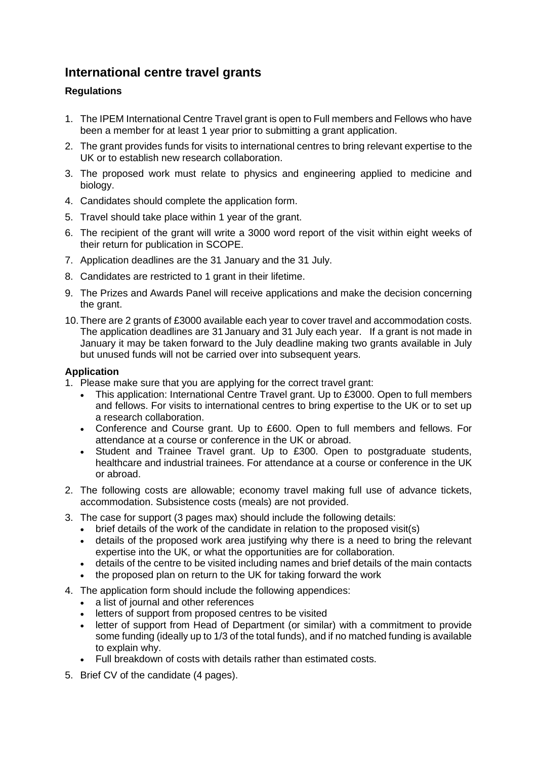# International centre travel grants

### Regulations

1. The IPEM International Centre Travel grant is open to Full members and Fellows who have been a member for at least 1 year prior to submitting a grant application.
2. The grant provides funds for visits to international centres to bring relevant expertise to the UK or to establish new research collaboration.
3. The proposed work must relate to physics and engineering applied to medicine and biology.
4. Candidates should complete the application form.
5. Travel should take place within 1 year of the grant.
6. The recipient of the grant will write a 3000 word report of the visit within eight weeks of their return for publication in SCOPE.
7. Application deadlines are the 31 January and the 31 July.
8. Candidates are restricted to 1 grant in their lifetime.
9. The Prizes and Awards Panel will receive applications and make the decision concerning the grant.
10. There are 2 grants of £3000 available each year to cover travel and accommodation costs. The application deadlines are 31 January and 31 July each year. If a grant is not made in January it may be taken forward to the July deadline making two grants available in July but unused funds will not be carried over into subsequent years.

### Application

1. Please make sure that you are applying for the correct travel grant:
   - This application: International Centre Travel grant. Up to £3000. Open to full members and fellows. For visits to international centres to bring expertise to the UK or to set up a research collaboration.
   - Conference and Course grant. Up to £600. Open to full members and fellows. For attendance at a course or conference in the UK or abroad.
   - Student and Trainee Travel grant. Up to £300. Open to postgraduate students, healthcare and industrial trainees. For attendance at a course or conference in the UK or abroad.
2. The following costs are allowable; economy travel making full use of advance tickets, accommodation. Subsistence costs (meals) are not provided.
3. The case for support (3 pages max) should include the following details:
   - brief details of the work of the candidate in relation to the proposed visit(s)
   - details of the proposed work area justifying why there is a need to bring the relevant expertise into the UK, or what the opportunities are for collaboration.
   - details of the centre to be visited including names and brief details of the main contacts
   - the proposed plan on return to the UK for taking forward the work
4. The application form should include the following appendices:
   - a list of journal and other references
   - letters of support from proposed centres to be visited
   - letter of support from Head of Department (or similar) with a commitment to provide some funding (ideally up to 1/3 of the total funds), and if no matched funding is available to explain why.
   - Full breakdown of costs with details rather than estimated costs.
5. Brief CV of the candidate (4 pages).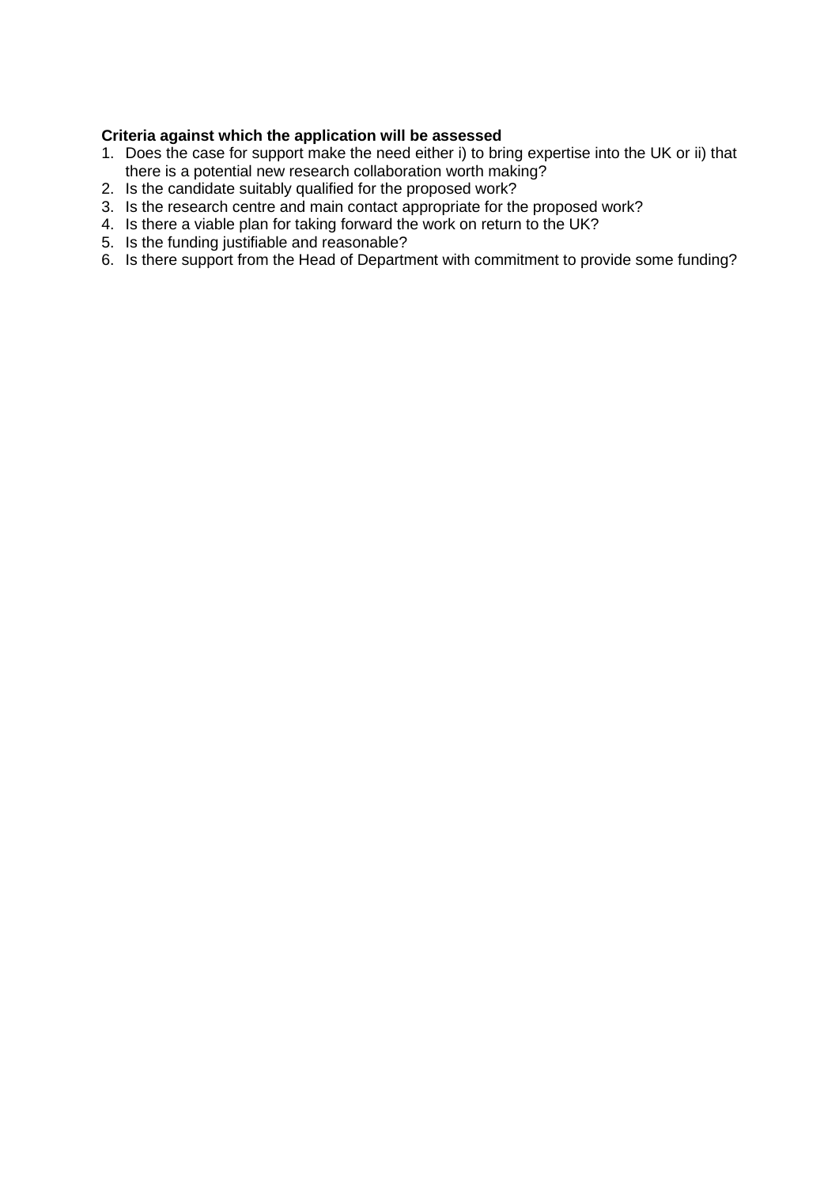**Criteria against which the application will be assessed**

1. Does the case for support make the need either i) to bring expertise into the UK or ii) that there is a potential new research collaboration worth making?
2. Is the candidate suitably qualified for the proposed work?
3. Is the research centre and main contact appropriate for the proposed work?
4. Is there a viable plan for taking forward the work on return to the UK?
5. Is the funding justifiable and reasonable?
6. Is there support from the Head of Department with commitment to provide some funding?